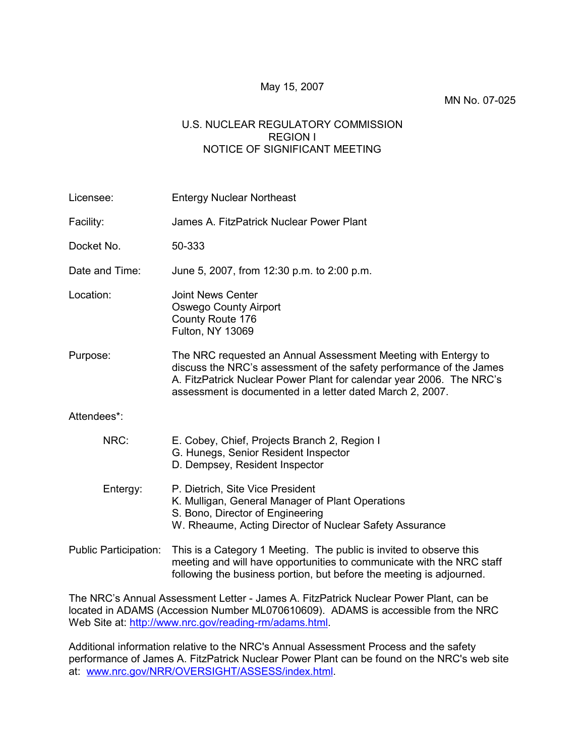May 15, 2007

MN No. 07-025

U.S. NUCLEAR REGULATORY COMMISSION
REGION I
NOTICE OF SIGNIFICANT MEETING

Licensee: Entergy Nuclear Northeast

Facility: James A. FitzPatrick Nuclear Power Plant

Docket No. 50-333

Date and Time: June 5, 2007, from 12:30 p.m. to 2:00 p.m.

Location: Joint News Center
Oswego County Airport
County Route 176
Fulton, NY 13069

Purpose: The NRC requested an Annual Assessment Meeting with Entergy to discuss the NRC's assessment of the safety performance of the James A. FitzPatrick Nuclear Power Plant for calendar year 2006. The NRC's assessment is documented in a letter dated March 2, 2007.

Attendees*:

NRC:
E. Cobey, Chief, Projects Branch 2, Region I
G. Hunegs, Senior Resident Inspector
D. Dempsey, Resident Inspector

Entergy:
P. Dietrich, Site Vice President
K. Mulligan, General Manager of Plant Operations
S. Bono, Director of Engineering
W. Rheaume, Acting Director of Nuclear Safety Assurance

Public Participation: This is a Category 1 Meeting. The public is invited to observe this meeting and will have opportunities to communicate with the NRC staff following the business portion, but before the meeting is adjourned.

The NRC's Annual Assessment Letter - James A. FitzPatrick Nuclear Power Plant, can be located in ADAMS (Accession Number ML070610609). ADAMS is accessible from the NRC Web Site at: http://www.nrc.gov/reading-rm/adams.html.

Additional information relative to the NRC's Annual Assessment Process and the safety performance of James A. FitzPatrick Nuclear Power Plant can be found on the NRC's web site at: www.nrc.gov/NRR/OVERSIGHT/ASSESS/index.html.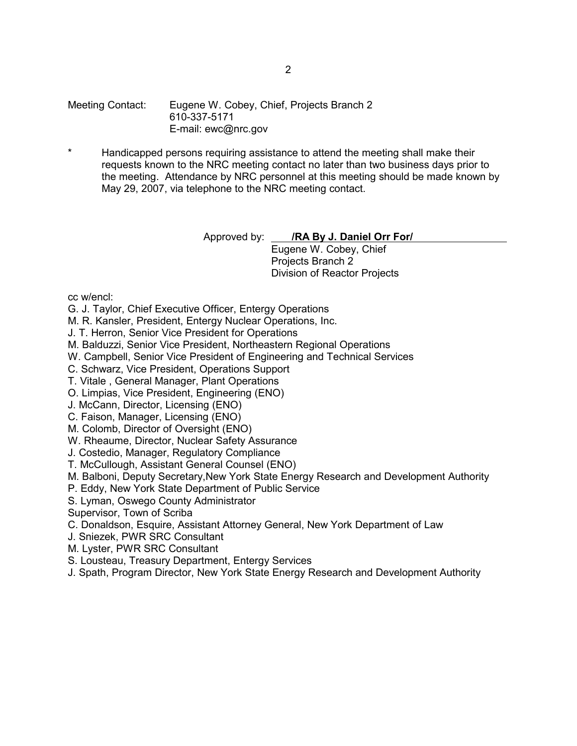Meeting Contact: Eugene W. Cobey, Chief, Projects Branch 2
610-337-5171
E-mail: ewc@nrc.gov

\* Handicapped persons requiring assistance to attend the meeting shall make their requests known to the NRC meeting contact no later than two business days prior to the meeting. Attendance by NRC personnel at this meeting should be made known by May 29, 2007, via telephone to the NRC meeting contact.

Approved by: **/RA By J. Daniel Orr For/**
Eugene W. Cobey, Chief
Projects Branch 2
Division of Reactor Projects

cc w/encl:
G. J. Taylor, Chief Executive Officer, Entergy Operations
M. R. Kansler, President, Entergy Nuclear Operations, Inc.
J. T. Herron, Senior Vice President for Operations
M. Balduzzi, Senior Vice President, Northeastern Regional Operations
W. Campbell, Senior Vice President of Engineering and Technical Services
C. Schwarz, Vice President, Operations Support
T. Vitale , General Manager, Plant Operations
O. Limpias, Vice President, Engineering (ENO)
J. McCann, Director, Licensing (ENO)
C. Faison, Manager, Licensing (ENO)
M. Colomb, Director of Oversight (ENO)
W. Rheaume, Director, Nuclear Safety Assurance
J. Costedio, Manager, Regulatory Compliance
T. McCullough, Assistant General Counsel (ENO)
M. Balboni, Deputy Secretary,New York State Energy Research and Development Authority
P. Eddy, New York State Department of Public Service
S. Lyman, Oswego County Administrator
Supervisor, Town of Scriba
C. Donaldson, Esquire, Assistant Attorney General, New York Department of Law
J. Sniezek, PWR SRC Consultant
M. Lyster, PWR SRC Consultant
S. Lousteau, Treasury Department, Entergy Services
J. Spath, Program Director, New York State Energy Research and Development Authority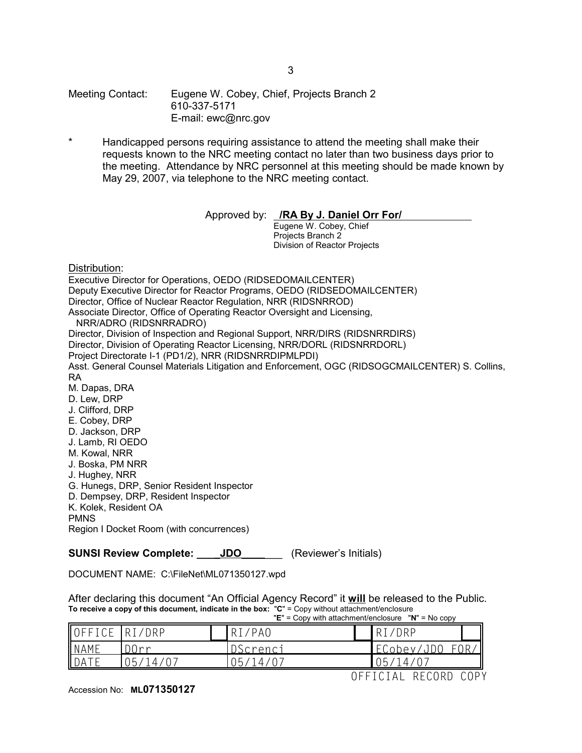Meeting Contact: Eugene W. Cobey, Chief, Projects Branch 2
610-337-5171
E-mail: ewc@nrc.gov

* Handicapped persons requiring assistance to attend the meeting shall make their requests known to the NRC meeting contact no later than two business days prior to the meeting. Attendance by NRC personnel at this meeting should be made known by May 29, 2007, via telephone to the NRC meeting contact.

Approved by: **/RA By J. Daniel Orr For/**
Eugene W. Cobey, Chief
Projects Branch 2
Division of Reactor Projects

Distribution:
Executive Director for Operations, OEDO (RIDSEDOMAILCENTER)
Deputy Executive Director for Reactor Programs, OEDO (RIDSEDOMAILCENTER)
Director, Office of Nuclear Reactor Regulation, NRR (RIDSNRROD)
Associate Director, Office of Operating Reactor Oversight and Licensing, NRR/ADRO (RIDSNRRADRO)
Director, Division of Inspection and Regional Support, NRR/DIRS (RIDSNRRDIRS)
Director, Division of Operating Reactor Licensing, NRR/DORL (RIDSNRRDORL)
Project Directorate I-1 (PD1/2), NRR (RIDSNRRDIPMLPDI)
Asst. General Counsel Materials Litigation and Enforcement, OGC (RIDSOGCMAILCENTER) S. Collins, RA
M. Dapas, DRA
D. Lew, DRP
J. Clifford, DRP
E. Cobey, DRP
D. Jackson, DRP
J. Lamb, RI OEDO
M. Kowal, NRR
J. Boska, PM NRR
J. Hughey, NRR
G. Hunegs, DRP, Senior Resident Inspector
D. Dempsey, DRP, Resident Inspector
K. Kolek, Resident OA
PMNS
Region I Docket Room (with concurrences)

**SUNSI Review Complete: \_\_\_\_JDO\_\_\_\_** (Reviewer's Initials)

DOCUMENT NAME: C:\FileNet\ML071350127.wpd

After declaring this document "An Official Agency Record" it **will** be released to the Public.
**To receive a copy of this document, indicate in the box:** "**C**" = Copy without attachment/enclosure "**E**" = Copy with attachment/enclosure "**N**" = No copy

| OFFICE | RI/DRP | | RI/PAO | | RI/DRP | |
|---|---|---|---|---|---|---|
| NAME | DOrr | | DScrenci | | ECobey/JDO FOR/ | |
| DATE | 05/14/07 | | 05/14/07 | | 05/14/07 | |

OFFICIAL RECORD COPY

Accession No: **ML071350127**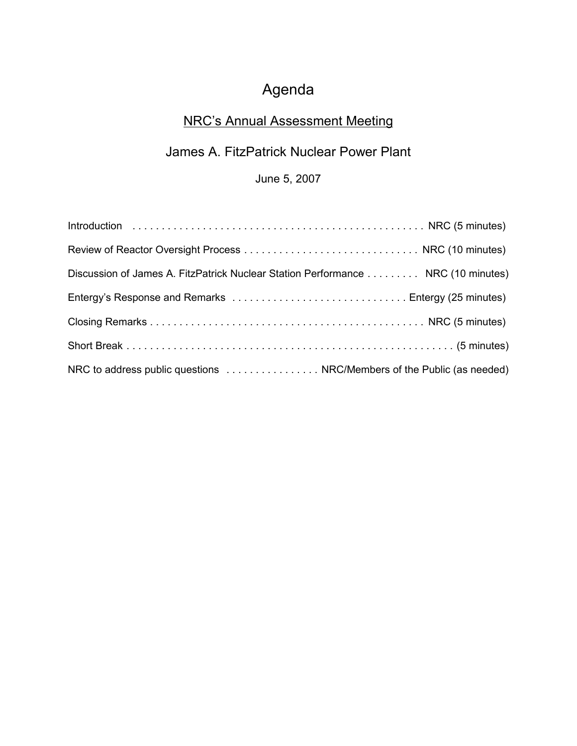# Agenda

## NRC's Annual Assessment Meeting

## James A. FitzPatrick Nuclear Power Plant

June 5, 2007

| | |
|---|---|
| Introduction | NRC (5 minutes) |
| Review of Reactor Oversight Process | NRC (10 minutes) |
| Discussion of James A. FitzPatrick Nuclear Station Performance | NRC (10 minutes) |
| Entergy's Response and Remarks | Entergy (25 minutes) |
| Closing Remarks | NRC (5 minutes) |
| Short Break | (5 minutes) |
| NRC to address public questions | NRC/Members of the Public (as needed) |